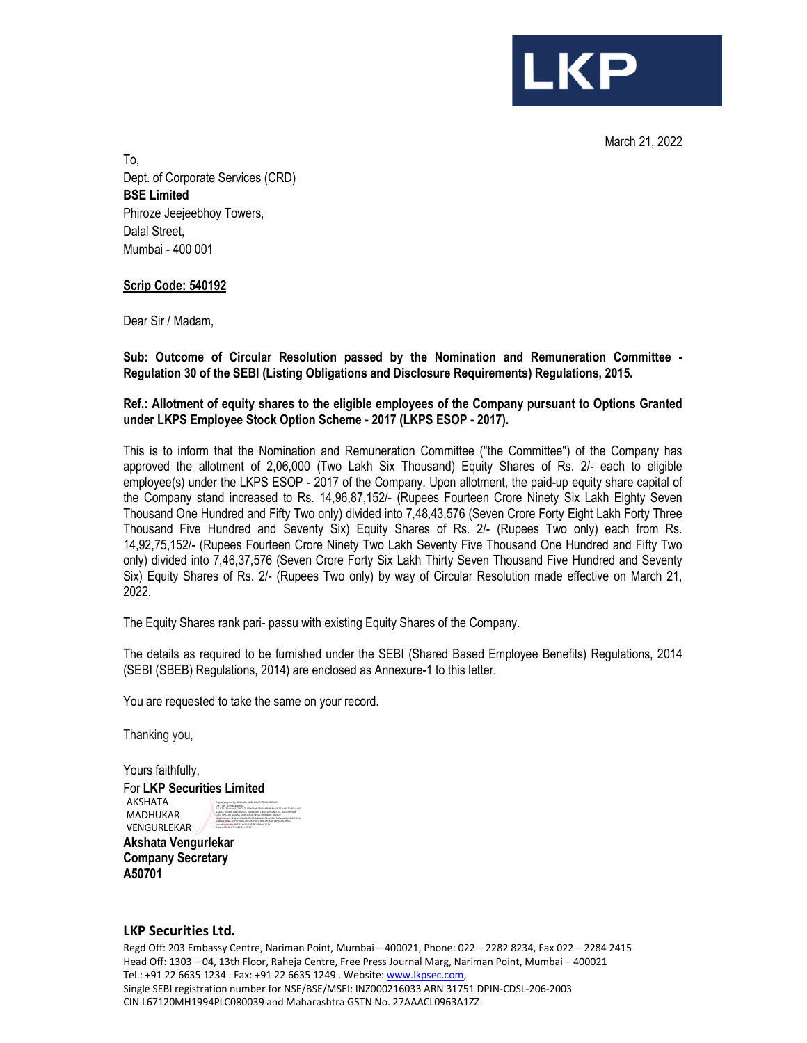LKP

March 21, 2022

To,
Dept. of Corporate Services (CRD)
**BSE Limited**
Phiroze Jeejeebhoy Towers,
Dalal Street,
Mumbai - 400 001

**Scrip Code: 540192**

Dear Sir / Madam,

**Sub: Outcome of Circular Resolution passed by the Nomination and Remuneration Committee - Regulation 30 of the SEBI (Listing Obligations and Disclosure Requirements) Regulations, 2015.**

**Ref.: Allotment of equity shares to the eligible employees of the Company pursuant to Options Granted under LKPS Employee Stock Option Scheme - 2017 (LKPS ESOP - 2017).**

This is to inform that the Nomination and Remuneration Committee ("the Committee") of the Company has approved the allotment of 2,06,000 (Two Lakh Six Thousand) Equity Shares of Rs. 2/- each to eligible employee(s) under the LKPS ESOP - 2017 of the Company. Upon allotment, the paid-up equity share capital of the Company stand increased to Rs. 14,96,87,152/- (Rupees Fourteen Crore Ninety Six Lakh Eighty Seven Thousand One Hundred and Fifty Two only) divided into 7,48,43,576 (Seven Crore Forty Eight Lakh Forty Three Thousand Five Hundred and Seventy Six) Equity Shares of Rs. 2/- (Rupees Two only) each from Rs. 14,92,75,152/- (Rupees Fourteen Crore Ninety Two Lakh Seventy Five Thousand One Hundred and Fifty Two only) divided into 7,46,37,576 (Seven Crore Forty Six Lakh Thirty Seven Thousand Five Hundred and Seventy Six) Equity Shares of Rs. 2/- (Rupees Two only) by way of Circular Resolution made effective on March 21, 2022.

The Equity Shares rank pari- passu with existing Equity Shares of the Company.

The details as required to be furnished under the SEBI (Shared Based Employee Benefits) Regulations, 2014 (SEBI (SBEB) Regulations, 2014) are enclosed as Annexure-1 to this letter.

You are requested to take the same on your record.

Thanking you,

Yours faithfully,
For **LKP Securities Limited**
AKSHATA MADHUKAR VENGURLEKAR

**Akshata Vengurlekar**
**Company Secretary**
**A50701**

**LKP Securities Ltd.**
Regd Off: 203 Embassy Centre, Nariman Point, Mumbai – 400021, Phone: 022 – 2282 8234, Fax 022 – 2284 2415
Head Off: 1303 – 04, 13th Floor, Raheja Centre, Free Press Journal Marg, Nariman Point, Mumbai – 400021
Tel.: +91 22 6635 1234 . Fax: +91 22 6635 1249 . Website: www.lkpsec.com,
Single SEBI registration number for NSE/BSE/MSEI: INZ000216033 ARN 31751 DPIN-CDSL-206-2003
CIN L67120MH1994PLC080039 and Maharashtra GSTN No. 27AAACL0963A1ZZ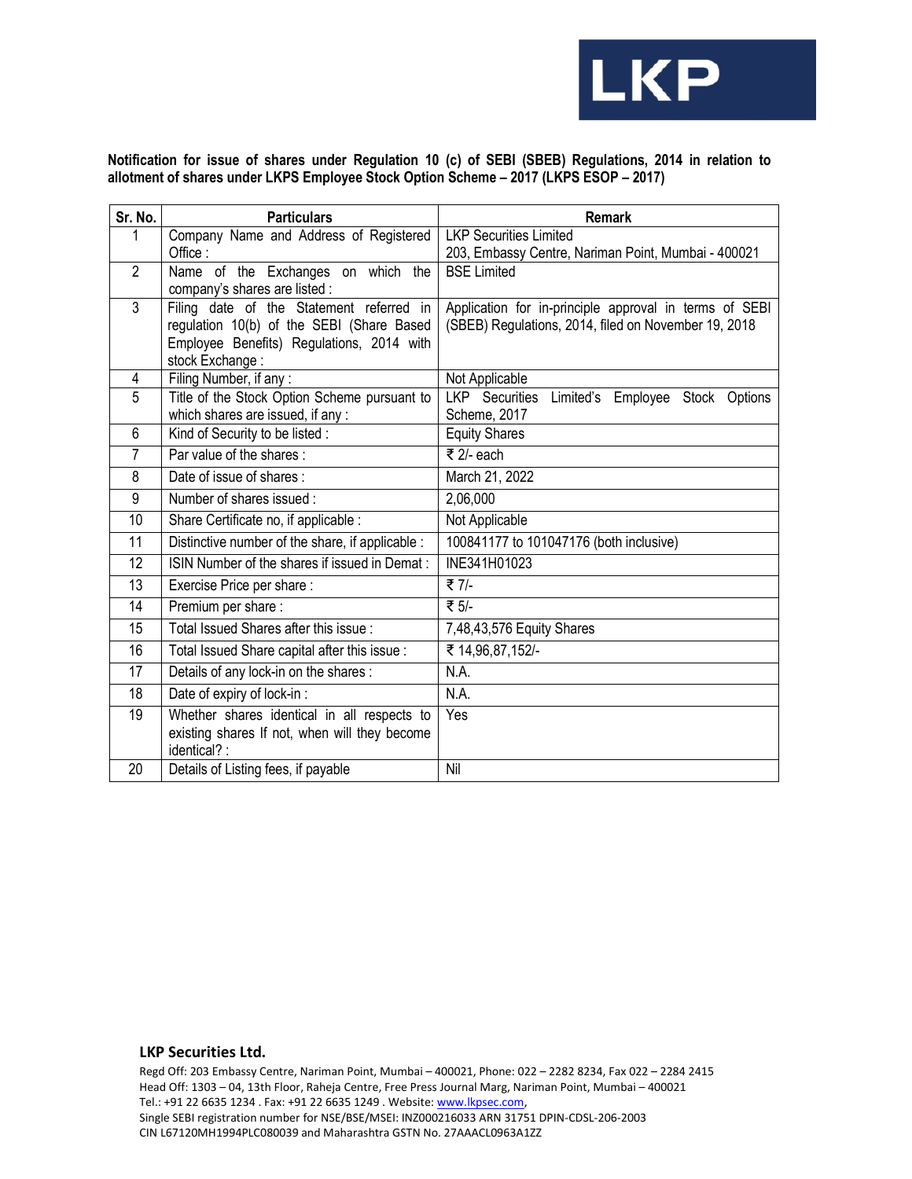**Notification for issue of shares under Regulation 10 (c) of SEBI (SBEB) Regulations, 2014 in relation to allotment of shares under LKPS Employee Stock Option Scheme – 2017 (LKPS ESOP – 2017)**

| Sr. No. | Particulars | Remark |
|---|---|---|
| 1 | Company Name and Address of Registered Office : | LKP Securities Limited<br>203, Embassy Centre, Nariman Point, Mumbai - 400021 |
| 2 | Name of the Exchanges on which the company's shares are listed : | BSE Limited |
| 3 | Filing date of the Statement referred in regulation 10(b) of the SEBI (Share Based Employee Benefits) Regulations, 2014 with stock Exchange : | Application for in-principle approval in terms of SEBI (SBEB) Regulations, 2014, filed on November 19, 2018 |
| 4 | Filing Number, if any : | Not Applicable |
| 5 | Title of the Stock Option Scheme pursuant to which shares are issued, if any : | LKP Securities Limited's Employee Stock Options Scheme, 2017 |
| 6 | Kind of Security to be listed : | Equity Shares |
| 7 | Par value of the shares : | ₹ 2/- each |
| 8 | Date of issue of shares : | March 21, 2022 |
| 9 | Number of shares issued : | 2,06,000 |
| 10 | Share Certificate no, if applicable : | Not Applicable |
| 11 | Distinctive number of the share, if applicable : | 100841177 to 101047176 (both inclusive) |
| 12 | ISIN Number of the shares if issued in Demat : | INE341H01023 |
| 13 | Exercise Price per share : | ₹ 7/- |
| 14 | Premium per share : | ₹ 5/- |
| 15 | Total Issued Shares after this issue : | 7,48,43,576 Equity Shares |
| 16 | Total Issued Share capital after this issue : | ₹ 14,96,87,152/- |
| 17 | Details of any lock-in on the shares : | N.A. |
| 18 | Date of expiry of lock-in : | N.A. |
| 19 | Whether shares identical in all respects to existing shares If not, when will they become identical? : | Yes |
| 20 | Details of Listing fees, if payable | Nil |

**LKP Securities Ltd.**

Regd Off: 203 Embassy Centre, Nariman Point, Mumbai – 400021, Phone: 022 – 2282 8234, Fax 022 – 2284 2415
Head Off: 1303 – 04, 13th Floor, Raheja Centre, Free Press Journal Marg, Nariman Point, Mumbai – 400021
Tel.: +91 22 6635 1234 . Fax: +91 22 6635 1249 . Website: www.lkpsec.com,
Single SEBI registration number for NSE/BSE/MSEI: INZ000216033 ARN 31751 DPIN-CDSL-206-2003
CIN L67120MH1994PLC080039 and Maharashtra GSTN No. 27AAACL0963A1ZZ